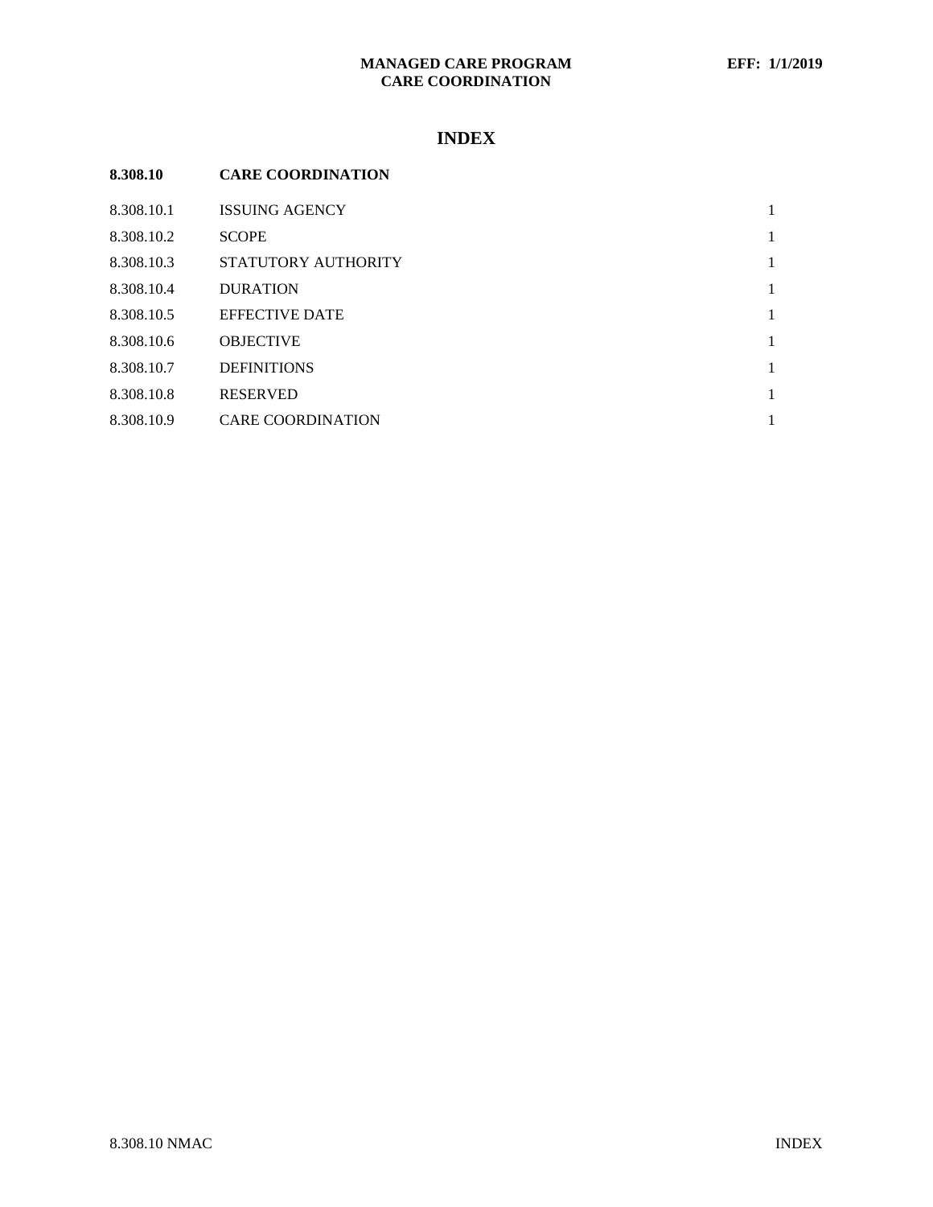# INDEX

**8.308.10 CARE COORDINATION**

| Section | Title | Page |
|---|---|---|
| 8.308.10.1 | ISSUING AGENCY | 1 |
| 8.308.10.2 | SCOPE | 1 |
| 8.308.10.3 | STATUTORY AUTHORITY | 1 |
| 8.308.10.4 | DURATION | 1 |
| 8.308.10.5 | EFFECTIVE DATE | 1 |
| 8.308.10.6 | OBJECTIVE | 1 |
| 8.308.10.7 | DEFINITIONS | 1 |
| 8.308.10.8 | RESERVED | 1 |
| 8.308.10.9 | CARE COORDINATION | 1 |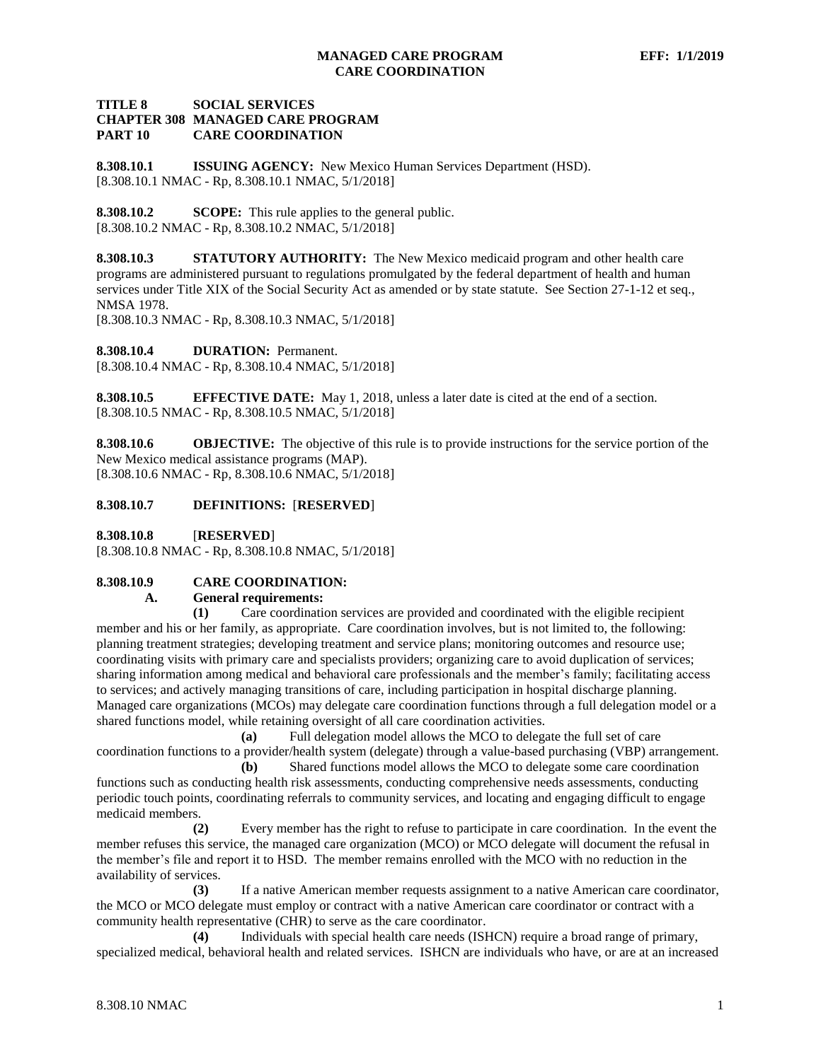**TITLE 8 SOCIAL SERVICES**
**CHAPTER 308 MANAGED CARE PROGRAM**
**PART 10 CARE COORDINATION**

**8.308.10.1 ISSUING AGENCY:** New Mexico Human Services Department (HSD).
[8.308.10.1 NMAC - Rp, 8.308.10.1 NMAC, 5/1/2018]

**8.308.10.2 SCOPE:** This rule applies to the general public.
[8.308.10.2 NMAC - Rp, 8.308.10.2 NMAC, 5/1/2018]

**8.308.10.3 STATUTORY AUTHORITY:** The New Mexico medicaid program and other health care programs are administered pursuant to regulations promulgated by the federal department of health and human services under Title XIX of the Social Security Act as amended or by state statute. See Section 27-1-12 et seq., NMSA 1978.
[8.308.10.3 NMAC - Rp, 8.308.10.3 NMAC, 5/1/2018]

**8.308.10.4 DURATION:** Permanent.
[8.308.10.4 NMAC - Rp, 8.308.10.4 NMAC, 5/1/2018]

**8.308.10.5 EFFECTIVE DATE:** May 1, 2018, unless a later date is cited at the end of a section.
[8.308.10.5 NMAC - Rp, 8.308.10.5 NMAC, 5/1/2018]

**8.308.10.6 OBJECTIVE:** The objective of this rule is to provide instructions for the service portion of the New Mexico medical assistance programs (MAP).
[8.308.10.6 NMAC - Rp, 8.308.10.6 NMAC, 5/1/2018]

**8.308.10.7 DEFINITIONS:** [**RESERVED**]

**8.308.10.8** [**RESERVED**]
[8.308.10.8 NMAC - Rp, 8.308.10.8 NMAC, 5/1/2018]

**8.308.10.9 CARE COORDINATION:**

**A. General requirements:**

**(1)** Care coordination services are provided and coordinated with the eligible recipient member and his or her family, as appropriate. Care coordination involves, but is not limited to, the following: planning treatment strategies; developing treatment and service plans; monitoring outcomes and resource use; coordinating visits with primary care and specialists providers; organizing care to avoid duplication of services; sharing information among medical and behavioral care professionals and the member's family; facilitating access to services; and actively managing transitions of care, including participation in hospital discharge planning. Managed care organizations (MCOs) may delegate care coordination functions through a full delegation model or a shared functions model, while retaining oversight of all care coordination activities.

**(a)** Full delegation model allows the MCO to delegate the full set of care coordination functions to a provider/health system (delegate) through a value-based purchasing (VBP) arrangement.

**(b)** Shared functions model allows the MCO to delegate some care coordination functions such as conducting health risk assessments, conducting comprehensive needs assessments, conducting periodic touch points, coordinating referrals to community services, and locating and engaging difficult to engage medicaid members.

**(2)** Every member has the right to refuse to participate in care coordination. In the event the member refuses this service, the managed care organization (MCO) or MCO delegate will document the refusal in the member's file and report it to HSD. The member remains enrolled with the MCO with no reduction in the availability of services.

**(3)** If a native American member requests assignment to a native American care coordinator, the MCO or MCO delegate must employ or contract with a native American care coordinator or contract with a community health representative (CHR) to serve as the care coordinator.

**(4)** Individuals with special health care needs (ISHCN) require a broad range of primary, specialized medical, behavioral health and related services. ISHCN are individuals who have, or are at an increased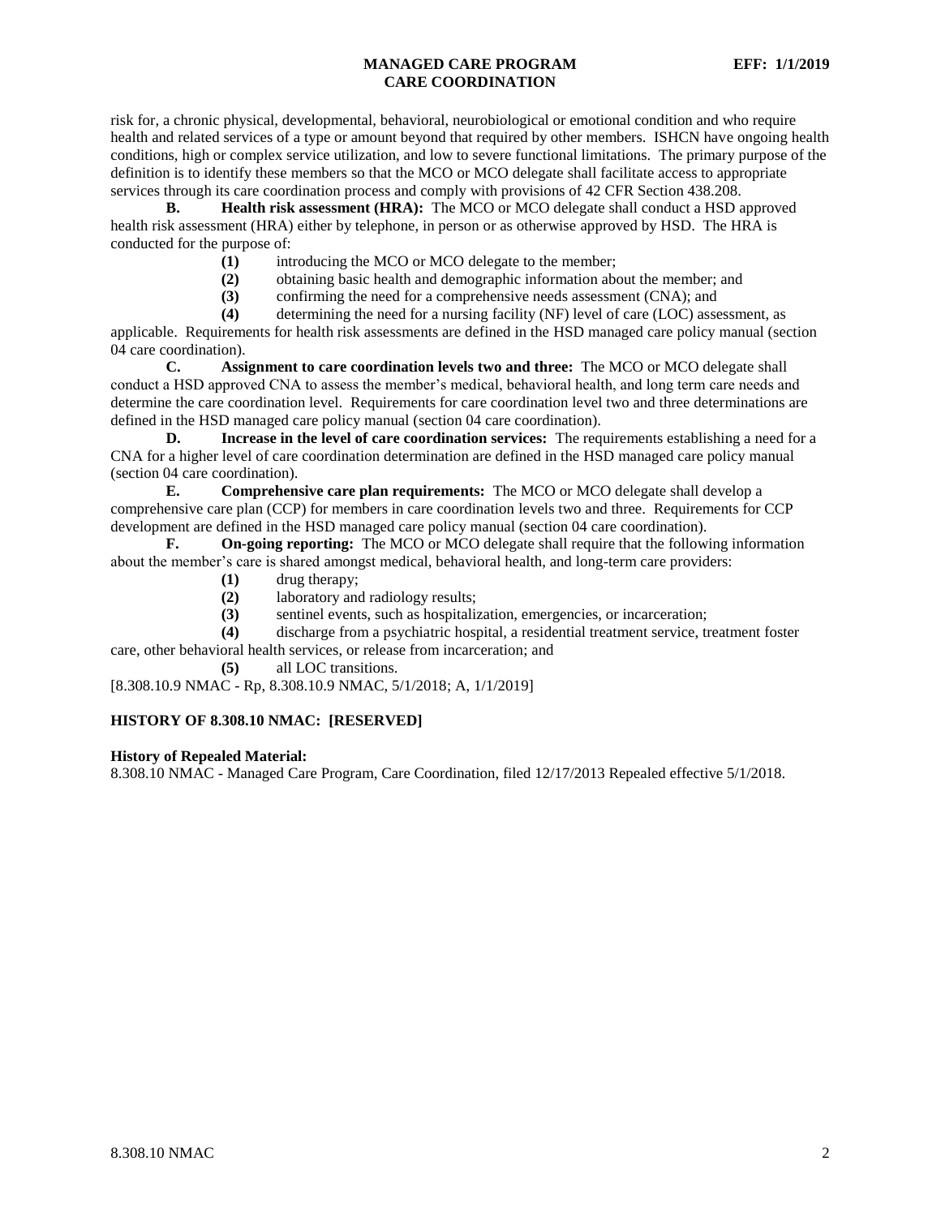risk for, a chronic physical, developmental, behavioral, neurobiological or emotional condition and who require health and related services of a type or amount beyond that required by other members. ISHCN have ongoing health conditions, high or complex service utilization, and low to severe functional limitations. The primary purpose of the definition is to identify these members so that the MCO or MCO delegate shall facilitate access to appropriate services through its care coordination process and comply with provisions of 42 CFR Section 438.208.

**B. Health risk assessment (HRA):** The MCO or MCO delegate shall conduct a HSD approved health risk assessment (HRA) either by telephone, in person or as otherwise approved by HSD. The HRA is conducted for the purpose of:

**(1)** introducing the MCO or MCO delegate to the member;

**(2)** obtaining basic health and demographic information about the member; and

**(3)** confirming the need for a comprehensive needs assessment (CNA); and

**(4)** determining the need for a nursing facility (NF) level of care (LOC) assessment, as applicable. Requirements for health risk assessments are defined in the HSD managed care policy manual (section 04 care coordination).

**C. Assignment to care coordination levels two and three:** The MCO or MCO delegate shall conduct a HSD approved CNA to assess the member's medical, behavioral health, and long term care needs and determine the care coordination level. Requirements for care coordination level two and three determinations are defined in the HSD managed care policy manual (section 04 care coordination).

**D. Increase in the level of care coordination services:** The requirements establishing a need for a CNA for a higher level of care coordination determination are defined in the HSD managed care policy manual (section 04 care coordination).

**E. Comprehensive care plan requirements:** The MCO or MCO delegate shall develop a comprehensive care plan (CCP) for members in care coordination levels two and three. Requirements for CCP development are defined in the HSD managed care policy manual (section 04 care coordination).

**F. On-going reporting:** The MCO or MCO delegate shall require that the following information about the member's care is shared amongst medical, behavioral health, and long-term care providers:

**(1)** drug therapy;

**(2)** laboratory and radiology results;

**(3)** sentinel events, such as hospitalization, emergencies, or incarceration;

**(4)** discharge from a psychiatric hospital, a residential treatment service, treatment foster care, other behavioral health services, or release from incarceration; and

**(5)** all LOC transitions.

[8.308.10.9 NMAC - Rp, 8.308.10.9 NMAC, 5/1/2018; A, 1/1/2019]

**HISTORY OF 8.308.10 NMAC: [RESERVED]**

**History of Repealed Material:**

8.308.10 NMAC - Managed Care Program, Care Coordination, filed 12/17/2013 Repealed effective 5/1/2018.